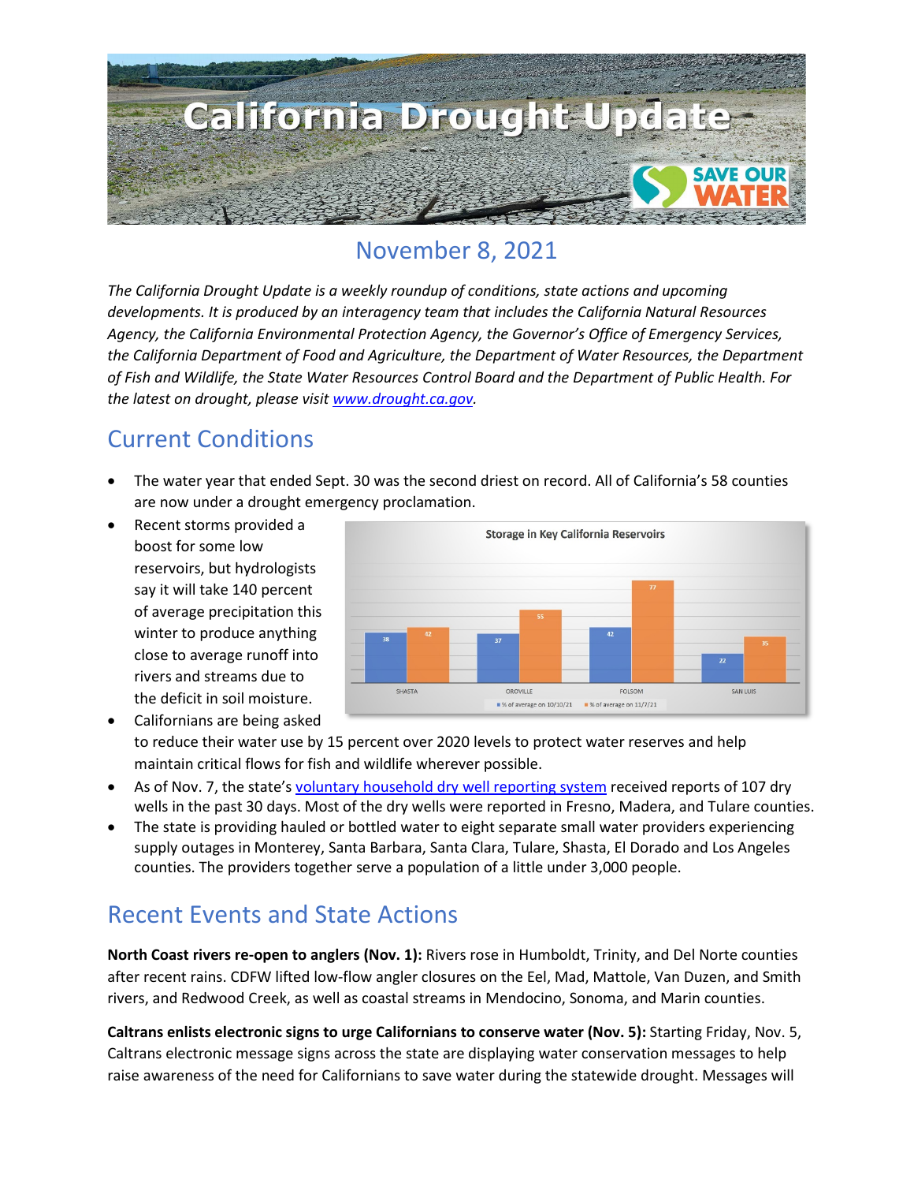# California Drought Update

## November 8, 2021

*The California Drought Update is a weekly roundup of conditions, state actions and upcoming developments. It is produced by an interagency team that includes the California Natural Resources Agency, the California Environmental Protection Agency, the Governor's Office of Emergency Services, the California Department of Food and Agriculture, the Department of Water Resources, the Department of Fish and Wildlife, the State Water Resources Control Board and the Department of Public Health. For the latest on drought, please visit [www.drought.ca.gov](www.drought.ca.gov).*

## Current Conditions

- The water year that ended Sept. 30 was the second driest on record. All of California's 58 counties are now under a drought emergency proclamation.
- Recent storms provided a boost for some low reservoirs, but hydrologists say it will take 140 percent of average precipitation this winter to produce anything close to average runoff into rivers and streams due to the deficit in soil moisture.
- Californians are being asked to reduce their water use by 15 percent over 2020 levels to protect water reserves and help maintain critical flows for fish and wildlife wherever possible.
- As of Nov. 7, the state's voluntary household dry well reporting system received reports of 107 dry wells in the past 30 days. Most of the dry wells were reported in Fresno, Madera, and Tulare counties.
- The state is providing hauled or bottled water to eight separate small water providers experiencing supply outages in Monterey, Santa Barbara, Santa Clara, Tulare, Shasta, El Dorado and Los Angeles counties. The providers together serve a population of a little under 3,000 people.

Storage in Key California Reservoirs

| Reservoir | % of average on 10/10/21 | % of average on 11/7/21 |
|---|---|---|
| SHASTA | 38 | 42 |
| OROVILLE | 37 | 55 |
| FOLSOM | 42 | 77 |
| SAN LUIS | 22 | 35 |

## Recent Events and State Actions

**North Coast rivers re-open to anglers (Nov. 1):** Rivers rose in Humboldt, Trinity, and Del Norte counties after recent rains. CDFW lifted low-flow angler closures on the Eel, Mad, Mattole, Van Duzen, and Smith rivers, and Redwood Creek, as well as coastal streams in Mendocino, Sonoma, and Marin counties.

**Caltrans enlists electronic signs to urge Californians to conserve water (Nov. 5):** Starting Friday, Nov. 5, Caltrans electronic message signs across the state are displaying water conservation messages to help raise awareness of the need for Californians to save water during the statewide drought. Messages will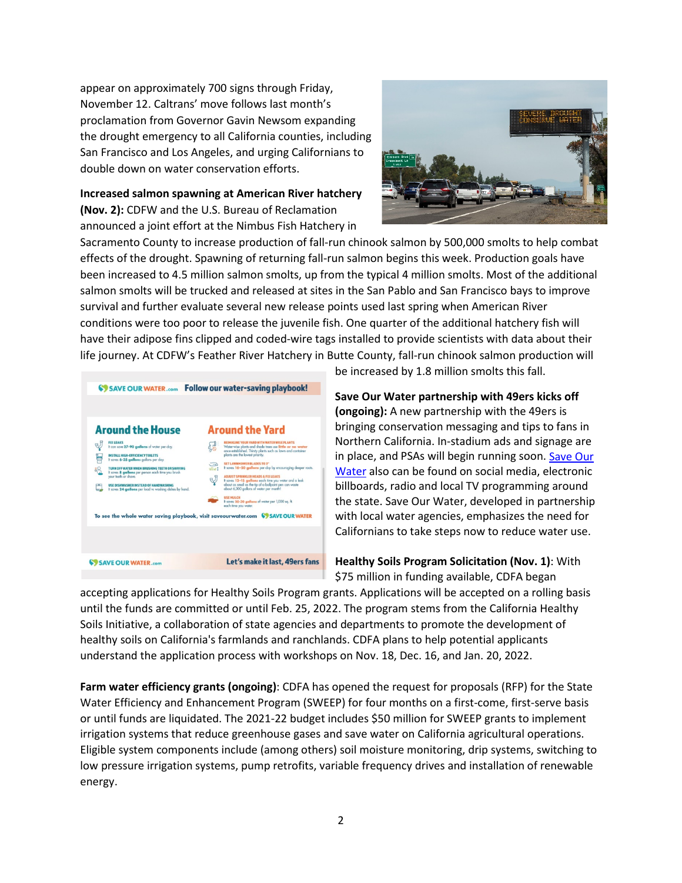appear on approximately 700 signs through Friday, November 12. Caltrans' move follows last month's proclamation from Governor Gavin Newsom expanding the drought emergency to all California counties, including San Francisco and Los Angeles, and urging Californians to double down on water conservation efforts.

**Increased salmon spawning at American River hatchery (Nov. 2):** CDFW and the U.S. Bureau of Reclamation announced a joint effort at the Nimbus Fish Hatchery in Sacramento County to increase production of fall-run chinook salmon by 500,000 smolts to help combat effects of the drought. Spawning of returning fall-run salmon begins this week. Production goals have been increased to 4.5 million salmon smolts, up from the typical 4 million smolts. Most of the additional salmon smolts will be trucked and released at sites in the San Pablo and San Francisco bays to improve survival and further evaluate several new release points used last spring when American River conditions were too poor to release the juvenile fish. One quarter of the additional hatchery fish will have their adipose fins clipped and coded-wire tags installed to provide scientists with data about their life journey. At CDFW's Feather River Hatchery in Butte County, fall-run chinook salmon production will be increased by 1.8 million smolts this fall.

**Save Our Water partnership with 49ers kicks off (ongoing):** A new partnership with the 49ers is bringing conservation messaging and tips to fans in Northern California. In-stadium ads and signage are in place, and PSAs will begin running soon. [Save Our Water](https://saveourwater.com) also can be found on social media, electronic billboards, radio and local TV programming around the state. Save Our Water, developed in partnership with local water agencies, emphasizes the need for Californians to take steps now to reduce water use.

**Healthy Soils Program Solicitation (Nov. 1)**: With $75 million in funding available, CDFA began accepting applications for Healthy Soils Program grants. Applications will be accepted on a rolling basis until the funds are committed or until Feb. 25, 2022. The program stems from the California Healthy Soils Initiative, a collaboration of state agencies and departments to promote the development of healthy soils on California's farmlands and ranchlands. CDFA plans to help potential applicants understand the application process with workshops on Nov. 18, Dec. 16, and Jan. 20, 2022.

**Farm water efficiency grants (ongoing)**: CDFA has opened the request for proposals (RFP) for the State Water Efficiency and Enhancement Program (SWEEP) for four months on a first-come, first-serve basis or until funds are liquidated. The 2021-22 budget includes $50 million for SWEEP grants to implement irrigation systems that reduce greenhouse gases and save water on California agricultural operations. Eligible system components include (among others) soil moisture monitoring, drip systems, switching to low pressure irrigation systems, pump retrofits, variable frequency drives and installation of renewable energy.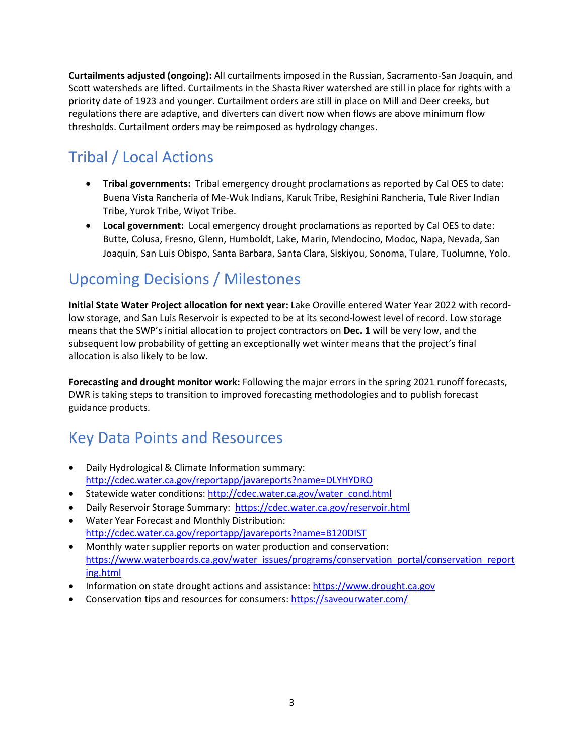**Curtailments adjusted (ongoing):** All curtailments imposed in the Russian, Sacramento-San Joaquin, and Scott watersheds are lifted. Curtailments in the Shasta River watershed are still in place for rights with a priority date of 1923 and younger. Curtailment orders are still in place on Mill and Deer creeks, but regulations there are adaptive, and diverters can divert now when flows are above minimum flow thresholds. Curtailment orders may be reimposed as hydrology changes.

## Tribal / Local Actions

- **Tribal governments:** Tribal emergency drought proclamations as reported by Cal OES to date: Buena Vista Rancheria of Me-Wuk Indians, Karuk Tribe, Resighini Rancheria, Tule River Indian Tribe, Yurok Tribe, Wiyot Tribe.
- **Local government:** Local emergency drought proclamations as reported by Cal OES to date: Butte, Colusa, Fresno, Glenn, Humboldt, Lake, Marin, Mendocino, Modoc, Napa, Nevada, San Joaquin, San Luis Obispo, Santa Barbara, Santa Clara, Siskiyou, Sonoma, Tulare, Tuolumne, Yolo.

## Upcoming Decisions / Milestones

**Initial State Water Project allocation for next year:** Lake Oroville entered Water Year 2022 with record-low storage, and San Luis Reservoir is expected to be at its second-lowest level of record. Low storage means that the SWP's initial allocation to project contractors on **Dec. 1** will be very low, and the subsequent low probability of getting an exceptionally wet winter means that the project's final allocation is also likely to be low.

**Forecasting and drought monitor work:** Following the major errors in the spring 2021 runoff forecasts, DWR is taking steps to transition to improved forecasting methodologies and to publish forecast guidance products.

## Key Data Points and Resources

- Daily Hydrological & Climate Information summary: http://cdec.water.ca.gov/reportapp/javareports?name=DLYHYDRO
- Statewide water conditions: http://cdec.water.ca.gov/water_cond.html
- Daily Reservoir Storage Summary: https://cdec.water.ca.gov/reservoir.html
- Water Year Forecast and Monthly Distribution: http://cdec.water.ca.gov/reportapp/javareports?name=B120DIST
- Monthly water supplier reports on water production and conservation: https://www.waterboards.ca.gov/water_issues/programs/conservation_portal/conservation_reporting.html
- Information on state drought actions and assistance: https://www.drought.ca.gov
- Conservation tips and resources for consumers: https://saveourwater.com/